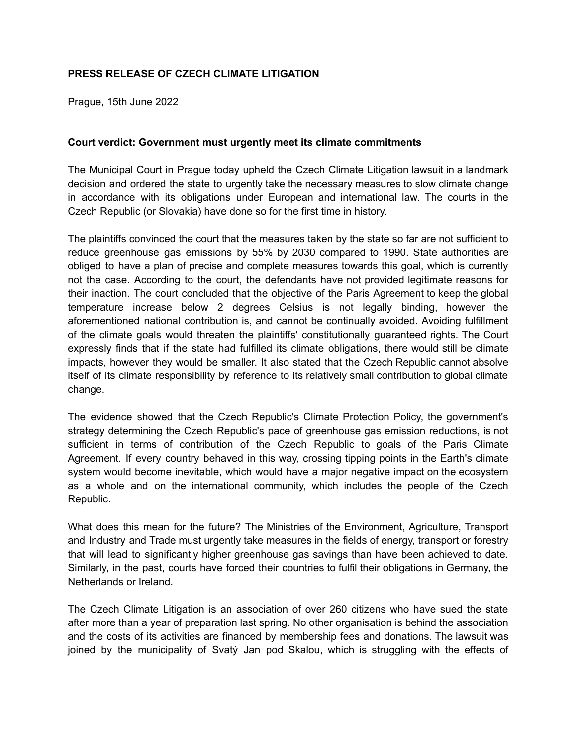**PRESS RELEASE OF CZECH CLIMATE LITIGATION**

Prague, 15th June 2022

**Court verdict: Government must urgently meet its climate commitments**

The Municipal Court in Prague today upheld the Czech Climate Litigation lawsuit in a landmark decision and ordered the state to urgently take the necessary measures to slow climate change in accordance with its obligations under European and international law. The courts in the Czech Republic (or Slovakia) have done so for the first time in history.

The plaintiffs convinced the court that the measures taken by the state so far are not sufficient to reduce greenhouse gas emissions by 55% by 2030 compared to 1990. State authorities are obliged to have a plan of precise and complete measures towards this goal, which is currently not the case. According to the court, the defendants have not provided legitimate reasons for their inaction. The court concluded that the objective of the Paris Agreement to keep the global temperature increase below 2 degrees Celsius is not legally binding, however the aforementioned national contribution is, and cannot be continually avoided. Avoiding fulfillment of the climate goals would threaten the plaintiffs' constitutionally guaranteed rights. The Court expressly finds that if the state had fulfilled its climate obligations, there would still be climate impacts, however they would be smaller. It also stated that the Czech Republic cannot absolve itself of its climate responsibility by reference to its relatively small contribution to global climate change.

The evidence showed that the Czech Republic's Climate Protection Policy, the government's strategy determining the Czech Republic's pace of greenhouse gas emission reductions, is not sufficient in terms of contribution of the Czech Republic to goals of the Paris Climate Agreement. If every country behaved in this way, crossing tipping points in the Earth's climate system would become inevitable, which would have a major negative impact on the ecosystem as a whole and on the international community, which includes the people of the Czech Republic.

What does this mean for the future? The Ministries of the Environment, Agriculture, Transport and Industry and Trade must urgently take measures in the fields of energy, transport or forestry that will lead to significantly higher greenhouse gas savings than have been achieved to date. Similarly, in the past, courts have forced their countries to fulfil their obligations in Germany, the Netherlands or Ireland.

The Czech Climate Litigation is an association of over 260 citizens who have sued the state after more than a year of preparation last spring. No other organisation is behind the association and the costs of its activities are financed by membership fees and donations. The lawsuit was joined by the municipality of Svatý Jan pod Skalou, which is struggling with the effects of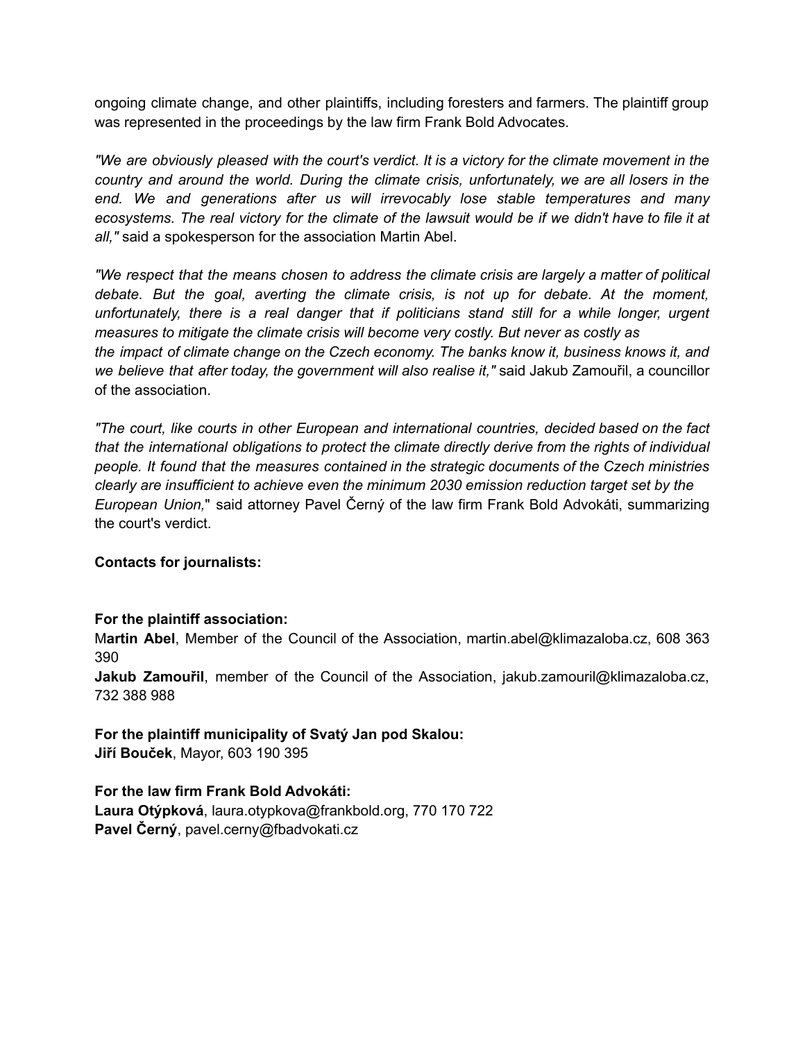ongoing climate change, and other plaintiffs, including foresters and farmers. The plaintiff group was represented in the proceedings by the law firm Frank Bold Advocates.

*"We are obviously pleased with the court's verdict. It is a victory for the climate movement in the country and around the world. During the climate crisis, unfortunately, we are all losers in the end. We and generations after us will irrevocably lose stable temperatures and many ecosystems. The real victory for the climate of the lawsuit would be if we didn't have to file it at all,"* said a spokesperson for the association Martin Abel.

*"We respect that the means chosen to address the climate crisis are largely a matter of political debate. But the goal, averting the climate crisis, is not up for debate. At the moment, unfortunately, there is a real danger that if politicians stand still for a while longer, urgent measures to mitigate the climate crisis will become very costly. But never as costly as the impact of climate change on the Czech economy. The banks know it, business knows it, and we believe that after today, the government will also realise it,"* said Jakub Zamouřil, a councillor of the association.

*"The court, like courts in other European and international countries, decided based on the fact that the international obligations to protect the climate directly derive from the rights of individual people. It found that the measures contained in the strategic documents of the Czech ministries clearly are insufficient to achieve even the minimum 2030 emission reduction target set by the European Union,"* said attorney Pavel Černý of the law firm Frank Bold Advokáti, summarizing the court's verdict.

**Contacts for journalists:**

**For the plaintiff association:**
M**artin Abel**, Member of the Council of the Association, martin.abel@klimazaloba.cz, 608 363 390
**Jakub Zamouřil**, member of the Council of the Association, jakub.zamouril@klimazaloba.cz, 732 388 988

**For the plaintiff municipality of Svatý Jan pod Skalou:**
**Jiří Bouček**, Mayor, 603 190 395

**For the law firm Frank Bold Advokáti:**
**Laura Otýpková**, laura.otypkova@frankbold.org, 770 170 722
**Pavel Černý**, pavel.cerny@fbadvokati.cz